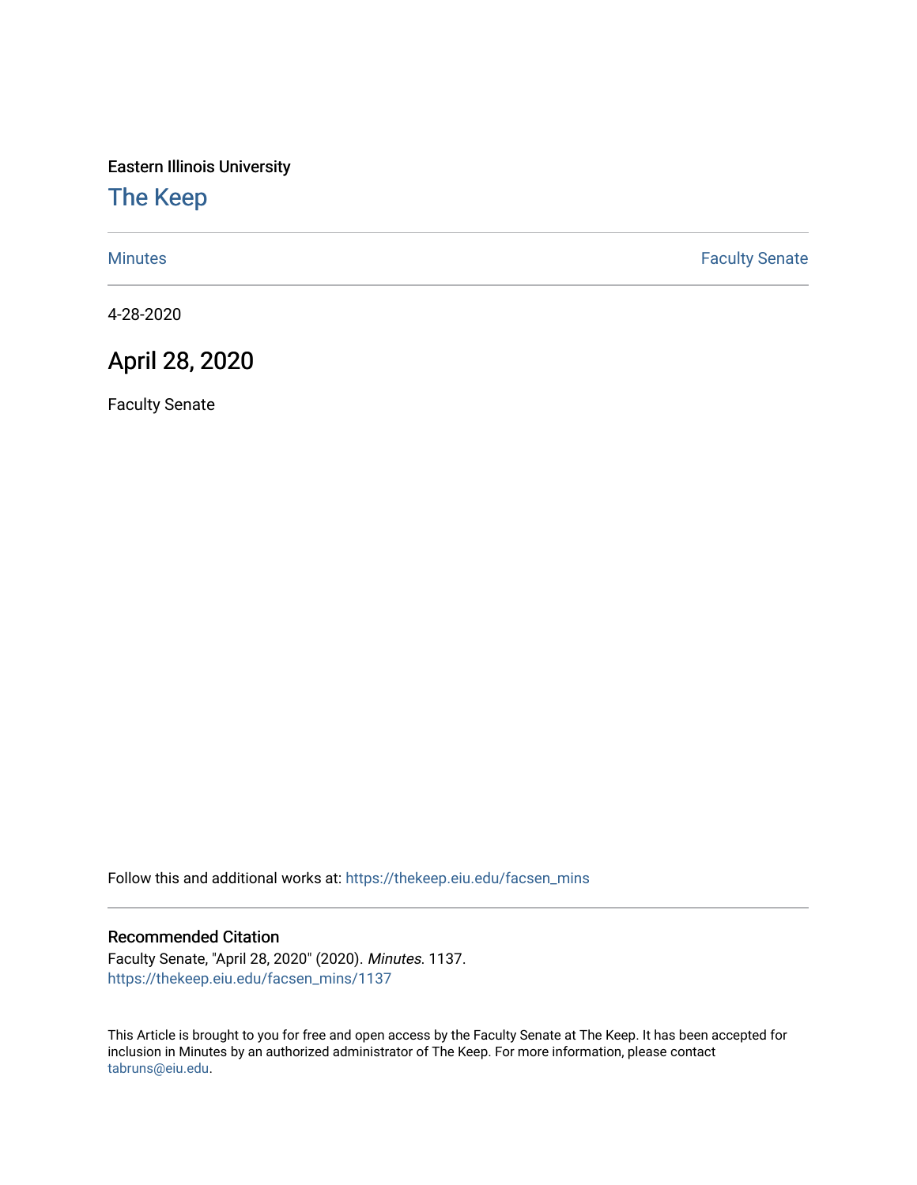Eastern Illinois University

# The Keep

Minutes | Faculty Senate

4-28-2020

## April 28, 2020

Faculty Senate

Follow this and additional works at: https://thekeep.eiu.edu/facsen_mins

### Recommended Citation

Faculty Senate, "April 28, 2020" (2020). *Minutes*. 1137.
https://thekeep.eiu.edu/facsen_mins/1137

This Article is brought to you for free and open access by the Faculty Senate at The Keep. It has been accepted for inclusion in Minutes by an authorized administrator of The Keep. For more information, please contact tabruns@eiu.edu.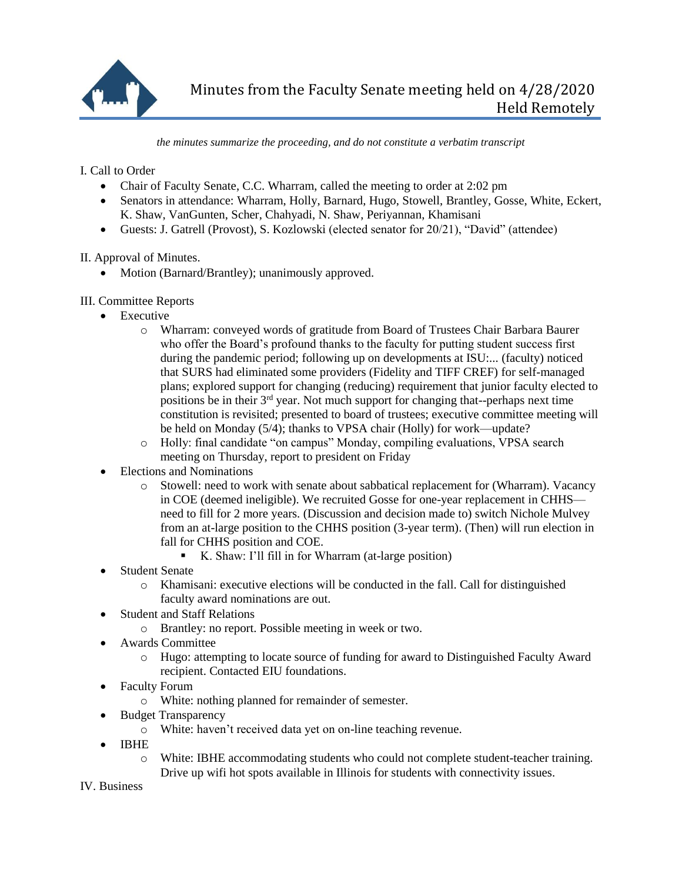# Minutes from the Faculty Senate meeting held on 4/28/2020 Held Remotely

*the minutes summarize the proceeding, and do not constitute a verbatim transcript*

I. Call to Order

- Chair of Faculty Senate, C.C. Wharram, called the meeting to order at 2:02 pm
- Senators in attendance: Wharram, Holly, Barnard, Hugo, Stowell, Brantley, Gosse, White, Eckert, K. Shaw, VanGunten, Scher, Chahyadi, N. Shaw, Periyannan, Khamisani
- Guests: J. Gatrell (Provost), S. Kozlowski (elected senator for 20/21), "David" (attendee)

II. Approval of Minutes.

- Motion (Barnard/Brantley); unanimously approved.

III. Committee Reports

- Executive
  - Wharram: conveyed words of gratitude from Board of Trustees Chair Barbara Baurer who offer the Board's profound thanks to the faculty for putting student success first during the pandemic period; following up on developments at ISU:... (faculty) noticed that SURS had eliminated some providers (Fidelity and TIFF CREF) for self-managed plans; explored support for changing (reducing) requirement that junior faculty elected to positions be in their 3rd year. Not much support for changing that--perhaps next time constitution is revisited; presented to board of trustees; executive committee meeting will be held on Monday (5/4); thanks to VPSA chair (Holly) for work—update?
  - Holly: final candidate "on campus" Monday, compiling evaluations, VPSA search meeting on Thursday, report to president on Friday
- Elections and Nominations
  - Stowell: need to work with senate about sabbatical replacement for (Wharram). Vacancy in COE (deemed ineligible). We recruited Gosse for one-year replacement in CHHS—need to fill for 2 more years. (Discussion and decision made to) switch Nichole Mulvey from an at-large position to the CHHS position (3-year term). (Then) will run election in fall for CHHS position and COE.
    - K. Shaw: I'll fill in for Wharram (at-large position)
- Student Senate
  - Khamisani: executive elections will be conducted in the fall. Call for distinguished faculty award nominations are out.
- Student and Staff Relations
  - Brantley: no report. Possible meeting in week or two.
- Awards Committee
  - Hugo: attempting to locate source of funding for award to Distinguished Faculty Award recipient. Contacted EIU foundations.
- Faculty Forum
  - White: nothing planned for remainder of semester.
- Budget Transparency
  - White: haven't received data yet on on-line teaching revenue.
- IBHE
  - White: IBHE accommodating students who could not complete student-teacher training. Drive up wifi hot spots available in Illinois for students with connectivity issues.

IV. Business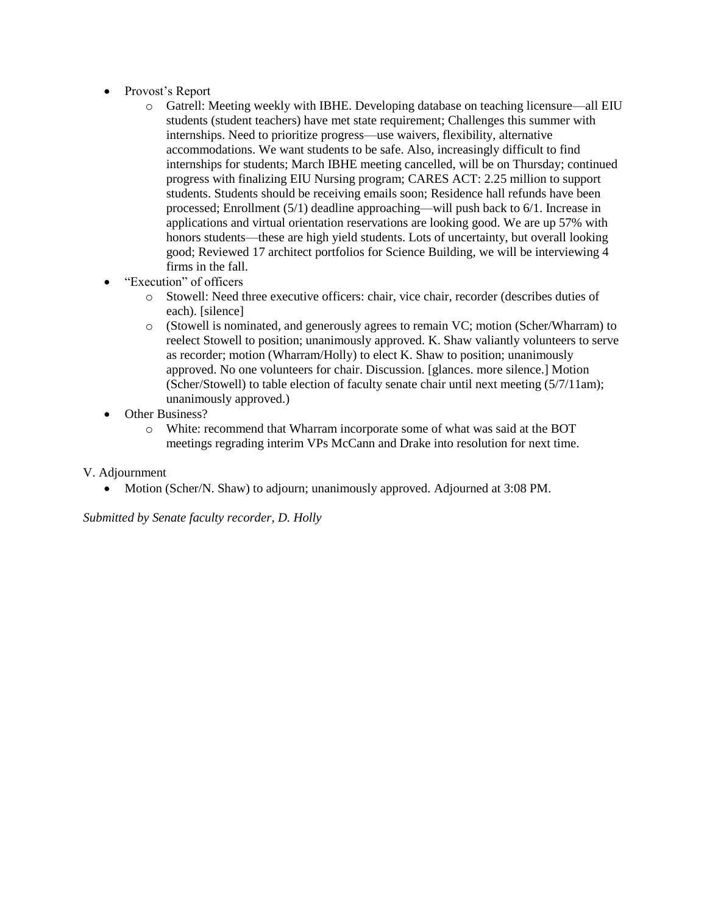- Provost's Report
  - Gatrell: Meeting weekly with IBHE. Developing database on teaching licensure—all EIU students (student teachers) have met state requirement; Challenges this summer with internships. Need to prioritize progress—use waivers, flexibility, alternative accommodations. We want students to be safe. Also, increasingly difficult to find internships for students; March IBHE meeting cancelled, will be on Thursday; continued progress with finalizing EIU Nursing program; CARES ACT: 2.25 million to support students. Students should be receiving emails soon; Residence hall refunds have been processed; Enrollment (5/1) deadline approaching—will push back to 6/1. Increase in applications and virtual orientation reservations are looking good. We are up 57% with honors students—these are high yield students. Lots of uncertainty, but overall looking good; Reviewed 17 architect portfolios for Science Building, we will be interviewing 4 firms in the fall.
- "Execution" of officers
  - Stowell: Need three executive officers: chair, vice chair, recorder (describes duties of each). [silence]
  - (Stowell is nominated, and generously agrees to remain VC; motion (Scher/Wharram) to reelect Stowell to position; unanimously approved. K. Shaw valiantly volunteers to serve as recorder; motion (Wharram/Holly) to elect K. Shaw to position; unanimously approved. No one volunteers for chair. Discussion. [glances. more silence.] Motion (Scher/Stowell) to table election of faculty senate chair until next meeting (5/7/11am); unanimously approved.)
- Other Business?
  - White: recommend that Wharram incorporate some of what was said at the BOT meetings regrading interim VPs McCann and Drake into resolution for next time.

V. Adjournment

- Motion (Scher/N. Shaw) to adjourn; unanimously approved. Adjourned at 3:08 PM.

*Submitted by Senate faculty recorder, D. Holly*